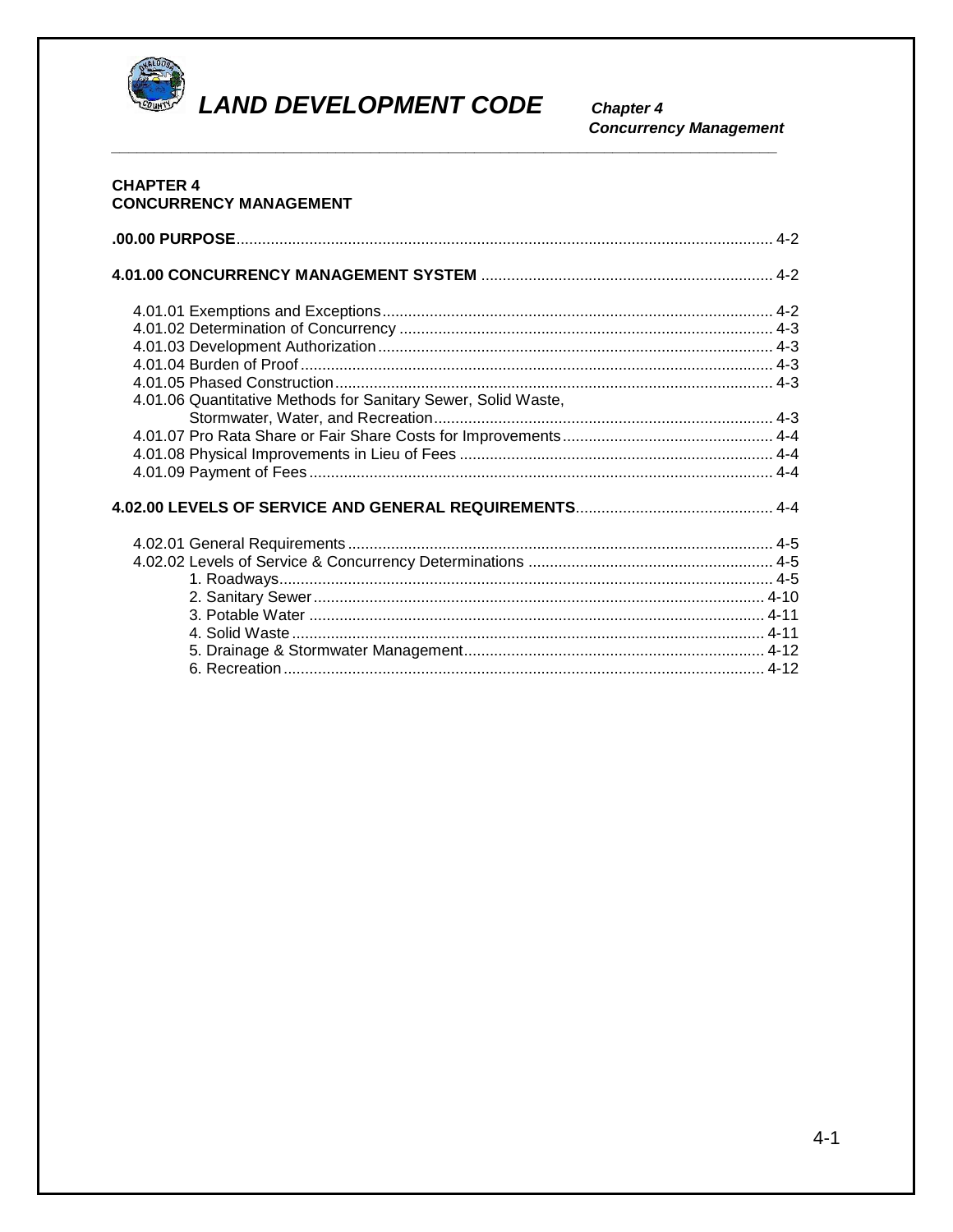# CHAPTER 4
# CONCURRENCY MANAGEMENT

**.00.00 PURPOSE** ............ 4-2

**4.01.00 CONCURRENCY MANAGEMENT SYSTEM** ............ 4-2

- 4.01.01 Exemptions and Exceptions ............ 4-2
- 4.01.02 Determination of Concurrency ............ 4-3
- 4.01.03 Development Authorization ............ 4-3
- 4.01.04 Burden of Proof ............ 4-3
- 4.01.05 Phased Construction ............ 4-3
- 4.01.06 Quantitative Methods for Sanitary Sewer, Solid Waste, Stormwater, Water, and Recreation ............ 4-3
- 4.01.07 Pro Rata Share or Fair Share Costs for Improvements ............ 4-4
- 4.01.08 Physical Improvements in Lieu of Fees ............ 4-4
- 4.01.09 Payment of Fees ............ 4-4

**4.02.00 LEVELS OF SERVICE AND GENERAL REQUIREMENTS** ............ 4-4

- 4.02.01 General Requirements ............ 4-5
- 4.02.02 Levels of Service & Concurrency Determinations ............ 4-5
  1. Roadways ............ 4-5
  2. Sanitary Sewer ............ 4-10
  3. Potable Water ............ 4-11
  4. Solid Waste ............ 4-11
  5. Drainage & Stormwater Management ............ 4-12
  6. Recreation ............ 4-12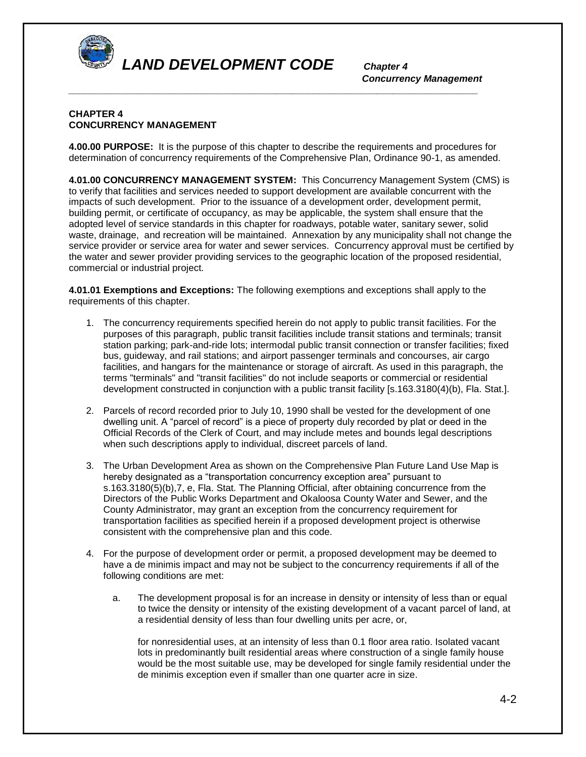## CHAPTER 4
## CONCURRENCY MANAGEMENT

**4.00.00 PURPOSE:** It is the purpose of this chapter to describe the requirements and procedures for determination of concurrency requirements of the Comprehensive Plan, Ordinance 90-1, as amended.

**4.01.00 CONCURRENCY MANAGEMENT SYSTEM:** This Concurrency Management System (CMS) is to verify that facilities and services needed to support development are available concurrent with the impacts of such development. Prior to the issuance of a development order, development permit, building permit, or certificate of occupancy, as may be applicable, the system shall ensure that the adopted level of service standards in this chapter for roadways, potable water, sanitary sewer, solid waste, drainage, and recreation will be maintained. Annexation by any municipality shall not change the service provider or service area for water and sewer services. Concurrency approval must be certified by the water and sewer provider providing services to the geographic location of the proposed residential, commercial or industrial project.

**4.01.01 Exemptions and Exceptions:** The following exemptions and exceptions shall apply to the requirements of this chapter.

1. The concurrency requirements specified herein do not apply to public transit facilities. For the purposes of this paragraph, public transit facilities include transit stations and terminals; transit station parking; park-and-ride lots; intermodal public transit connection or transfer facilities; fixed bus, guideway, and rail stations; and airport passenger terminals and concourses, air cargo facilities, and hangars for the maintenance or storage of aircraft. As used in this paragraph, the terms "terminals" and "transit facilities" do not include seaports or commercial or residential development constructed in conjunction with a public transit facility [s.163.3180(4)(b), Fla. Stat.].

2. Parcels of record recorded prior to July 10, 1990 shall be vested for the development of one dwelling unit. A "parcel of record" is a piece of property duly recorded by plat or deed in the Official Records of the Clerk of Court, and may include metes and bounds legal descriptions when such descriptions apply to individual, discreet parcels of land.

3. The Urban Development Area as shown on the Comprehensive Plan Future Land Use Map is hereby designated as a "transportation concurrency exception area" pursuant to s.163.3180(5)(b),7, e, Fla. Stat. The Planning Official, after obtaining concurrence from the Directors of the Public Works Department and Okaloosa County Water and Sewer, and the County Administrator, may grant an exception from the concurrency requirement for transportation facilities as specified herein if a proposed development project is otherwise consistent with the comprehensive plan and this code.

4. For the purpose of development order or permit, a proposed development may be deemed to have a de minimis impact and may not be subject to the concurrency requirements if all of the following conditions are met:

   a. The development proposal is for an increase in density or intensity of less than or equal to twice the density or intensity of the existing development of a vacant parcel of land, at a residential density of less than four dwelling units per acre, or,

      for nonresidential uses, at an intensity of less than 0.1 floor area ratio. Isolated vacant lots in predominantly built residential areas where construction of a single family house would be the most suitable use, may be developed for single family residential under the de minimis exception even if smaller than one quarter acre in size.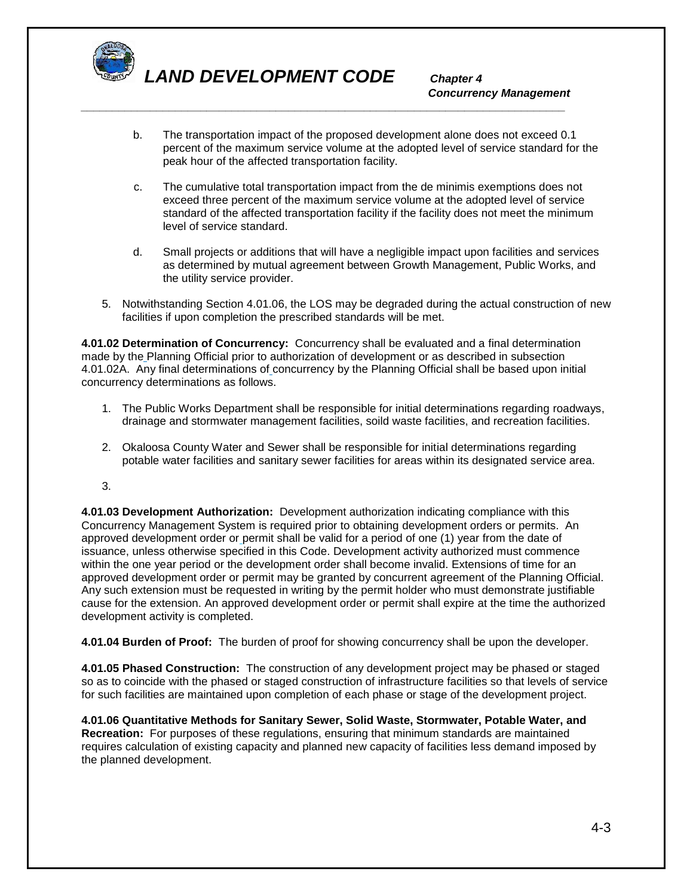b. The transportation impact of the proposed development alone does not exceed 0.1 percent of the maximum service volume at the adopted level of service standard for the peak hour of the affected transportation facility.

c. The cumulative total transportation impact from the de minimis exemptions does not exceed three percent of the maximum service volume at the adopted level of service standard of the affected transportation facility if the facility does not meet the minimum level of service standard.

d. Small projects or additions that will have a negligible impact upon facilities and services as determined by mutual agreement between Growth Management, Public Works, and the utility service provider.

5. Notwithstanding Section 4.01.06, the LOS may be degraded during the actual construction of new facilities if upon completion the prescribed standards will be met.

**4.01.02 Determination of Concurrency:** Concurrency shall be evaluated and a final determination made by the Planning Official prior to authorization of development or as described in subsection 4.01.02A. Any final determinations of concurrency by the Planning Official shall be based upon initial concurrency determinations as follows.

1. The Public Works Department shall be responsible for initial determinations regarding roadways, drainage and stormwater management facilities, soild waste facilities, and recreation facilities.

2. Okaloosa County Water and Sewer shall be responsible for initial determinations regarding potable water facilities and sanitary sewer facilities for areas within its designated service area.

3.

**4.01.03 Development Authorization:** Development authorization indicating compliance with this Concurrency Management System is required prior to obtaining development orders or permits. An approved development order or permit shall be valid for a period of one (1) year from the date of issuance, unless otherwise specified in this Code. Development activity authorized must commence within the one year period or the development order shall become invalid. Extensions of time for an approved development order or permit may be granted by concurrent agreement of the Planning Official. Any such extension must be requested in writing by the permit holder who must demonstrate justifiable cause for the extension. An approved development order or permit shall expire at the time the authorized development activity is completed.

**4.01.04 Burden of Proof:** The burden of proof for showing concurrency shall be upon the developer.

**4.01.05 Phased Construction:** The construction of any development project may be phased or staged so as to coincide with the phased or staged construction of infrastructure facilities so that levels of service for such facilities are maintained upon completion of each phase or stage of the development project.

**4.01.06 Quantitative Methods for Sanitary Sewer, Solid Waste, Stormwater, Potable Water, and Recreation:** For purposes of these regulations, ensuring that minimum standards are maintained requires calculation of existing capacity and planned new capacity of facilities less demand imposed by the planned development.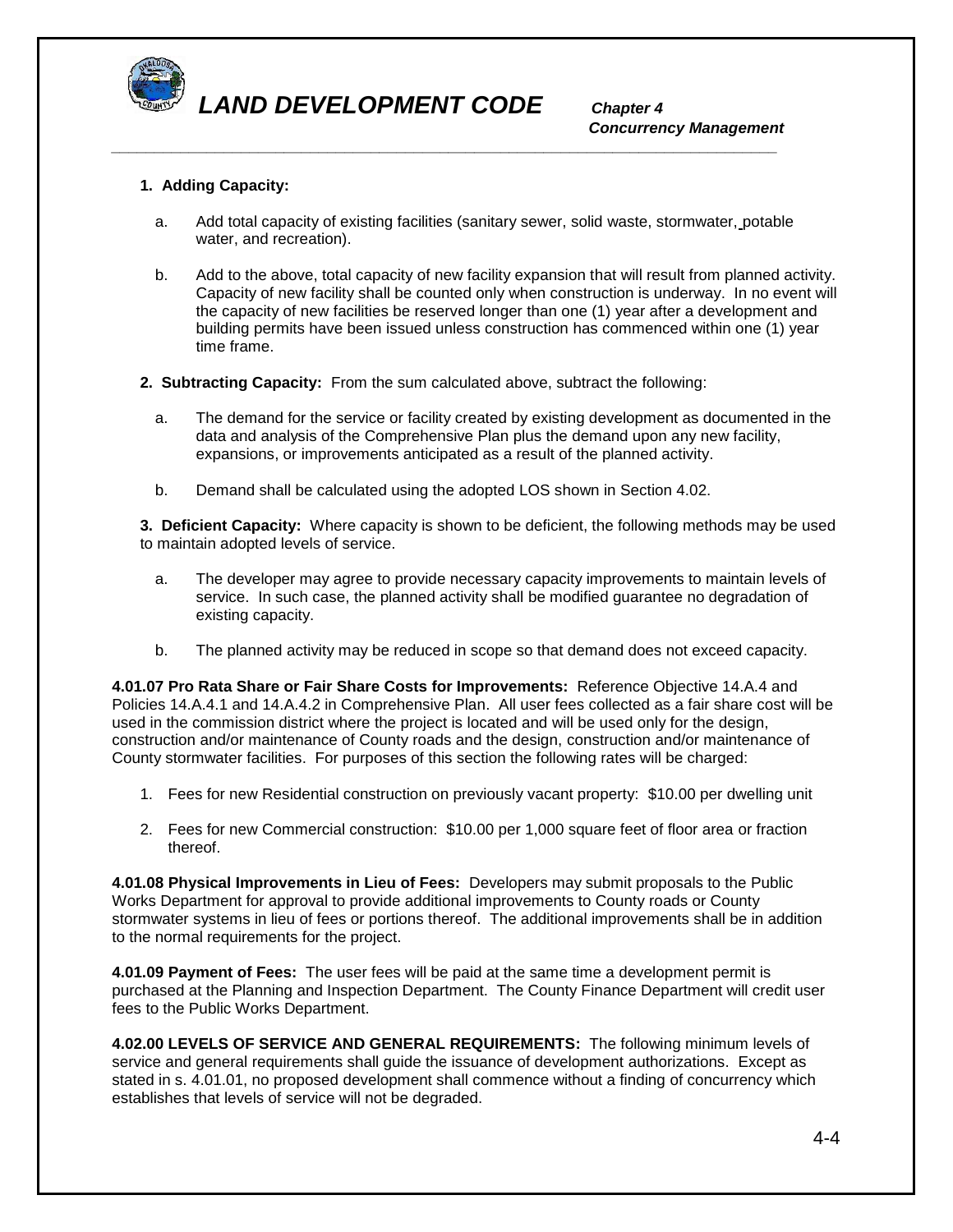**1. Adding Capacity:**

a. Add total capacity of existing facilities (sanitary sewer, solid waste, stormwater, potable water, and recreation).

b. Add to the above, total capacity of new facility expansion that will result from planned activity. Capacity of new facility shall be counted only when construction is underway. In no event will the capacity of new facilities be reserved longer than one (1) year after a development and building permits have been issued unless construction has commenced within one (1) year time frame.

**2. Subtracting Capacity:** From the sum calculated above, subtract the following:

a. The demand for the service or facility created by existing development as documented in the data and analysis of the Comprehensive Plan plus the demand upon any new facility, expansions, or improvements anticipated as a result of the planned activity.

b. Demand shall be calculated using the adopted LOS shown in Section 4.02.

**3. Deficient Capacity:** Where capacity is shown to be deficient, the following methods may be used to maintain adopted levels of service.

a. The developer may agree to provide necessary capacity improvements to maintain levels of service. In such case, the planned activity shall be modified guarantee no degradation of existing capacity.

b. The planned activity may be reduced in scope so that demand does not exceed capacity.

**4.01.07 Pro Rata Share or Fair Share Costs for Improvements:** Reference Objective 14.A.4 and Policies 14.A.4.1 and 14.A.4.2 in Comprehensive Plan. All user fees collected as a fair share cost will be used in the commission district where the project is located and will be used only for the design, construction and/or maintenance of County roads and the design, construction and/or maintenance of County stormwater facilities. For purposes of this section the following rates will be charged:

1. Fees for new Residential construction on previously vacant property: $10.00 per dwelling unit
2. Fees for new Commercial construction: $10.00 per 1,000 square feet of floor area or fraction thereof.

**4.01.08 Physical Improvements in Lieu of Fees:** Developers may submit proposals to the Public Works Department for approval to provide additional improvements to County roads or County stormwater systems in lieu of fees or portions thereof. The additional improvements shall be in addition to the normal requirements for the project.

**4.01.09 Payment of Fees:** The user fees will be paid at the same time a development permit is purchased at the Planning and Inspection Department. The County Finance Department will credit user fees to the Public Works Department.

**4.02.00 LEVELS OF SERVICE AND GENERAL REQUIREMENTS:** The following minimum levels of service and general requirements shall guide the issuance of development authorizations. Except as stated in s. 4.01.01, no proposed development shall commence without a finding of concurrency which establishes that levels of service will not be degraded.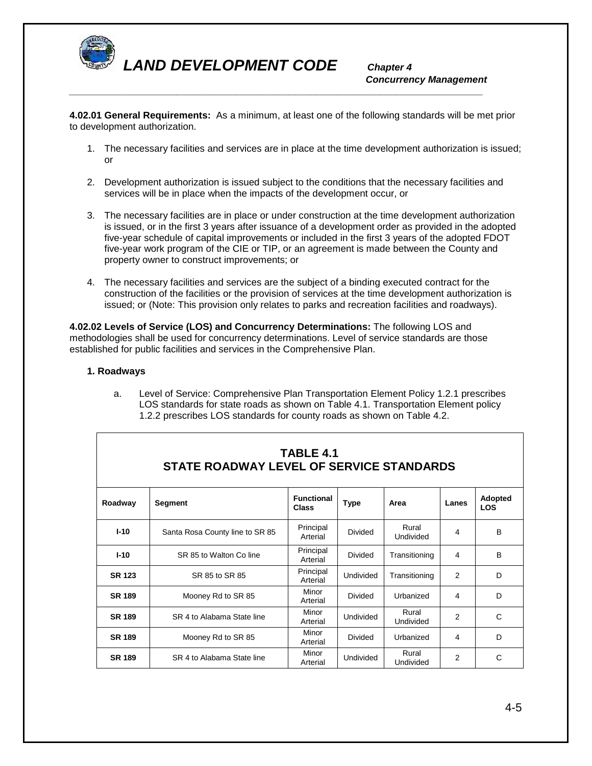**4.02.01 General Requirements:** As a minimum, at least one of the following standards will be met prior to development authorization.

1. The necessary facilities and services are in place at the time development authorization is issued; or

2. Development authorization is issued subject to the conditions that the necessary facilities and services will be in place when the impacts of the development occur, or

3. The necessary facilities are in place or under construction at the time development authorization is issued, or in the first 3 years after issuance of a development order as provided in the adopted five-year schedule of capital improvements or included in the first 3 years of the adopted FDOT five-year work program of the CIE or TIP, or an agreement is made between the County and property owner to construct improvements; or

4. The necessary facilities and services are the subject of a binding executed contract for the construction of the facilities or the provision of services at the time development authorization is issued; or (Note: This provision only relates to parks and recreation facilities and roadways).

**4.02.02 Levels of Service (LOS) and Concurrency Determinations:** The following LOS and methodologies shall be used for concurrency determinations. Level of service standards are those established for public facilities and services in the Comprehensive Plan.

**1. Roadways**

a. Level of Service: Comprehensive Plan Transportation Element Policy 1.2.1 prescribes LOS standards for state roads as shown on Table 4.1. Transportation Element policy 1.2.2 prescribes LOS standards for county roads as shown on Table 4.2.

**TABLE 4.1**
**STATE ROADWAY LEVEL OF SERVICE STANDARDS**

| Roadway | Segment | Functional Class | Type | Area | Lanes | Adopted LOS |
|---|---|---|---|---|---|---|
| **I-10** | Santa Rosa County line to SR 85 | Principal Arterial | Divided | Rural Undivided | 4 | B |
| **I-10** | SR 85 to Walton Co line | Principal Arterial | Divided | Transitioning | 4 | B |
| **SR 123** | SR 85 to SR 85 | Principal Arterial | Undivided | Transitioning | 2 | D |
| **SR 189** | Mooney Rd to SR 85 | Minor Arterial | Divided | Urbanized | 4 | D |
| **SR 189** | SR 4 to Alabama State line | Minor Arterial | Undivided | Rural Undivided | 2 | C |
| **SR 189** | Mooney Rd to SR 85 | Minor Arterial | Divided | Urbanized | 4 | D |
| **SR 189** | SR 4 to Alabama State line | Minor Arterial | Undivided | Rural Undivided | 2 | C |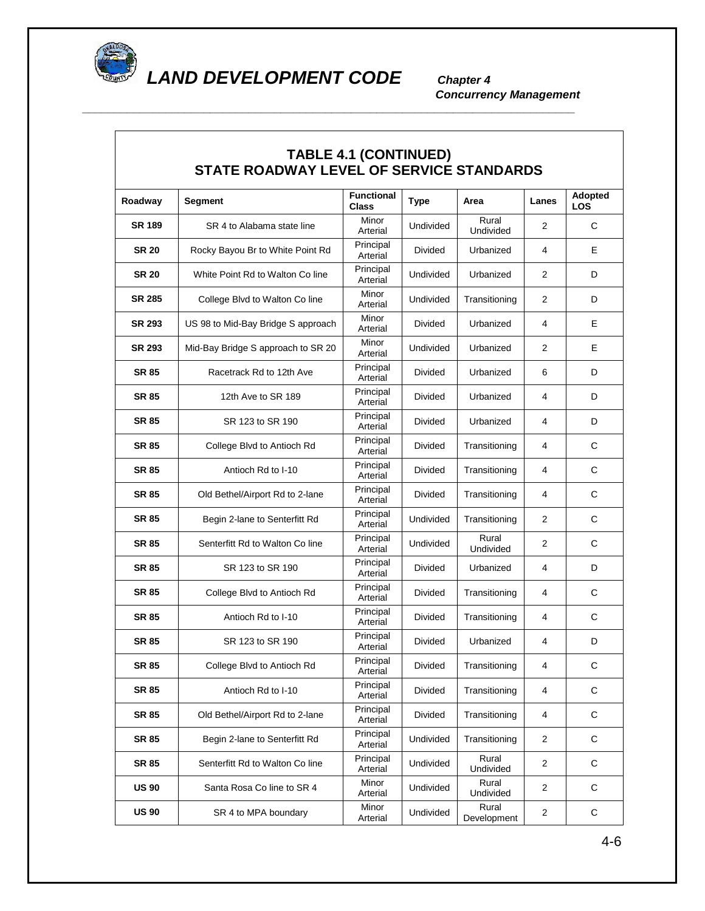## TABLE 4.1 (CONTINUED)
## STATE ROADWAY LEVEL OF SERVICE STANDARDS

| Roadway | Segment | Functional Class | Type | Area | Lanes | Adopted LOS |
|---|---|---|---|---|---|---|
| **SR 189** | SR 4 to Alabama state line | Minor Arterial | Undivided | Rural Undivided | 2 | C |
| **SR 20** | Rocky Bayou Br to White Point Rd | Principal Arterial | Divided | Urbanized | 4 | E |
| **SR 20** | White Point Rd to Walton Co line | Principal Arterial | Undivided | Urbanized | 2 | D |
| **SR 285** | College Blvd to Walton Co line | Minor Arterial | Undivided | Transitioning | 2 | D |
| **SR 293** | US 98 to Mid-Bay Bridge S approach | Minor Arterial | Divided | Urbanized | 4 | E |
| **SR 293** | Mid-Bay Bridge S approach to SR 20 | Minor Arterial | Undivided | Urbanized | 2 | E |
| **SR 85** | Racetrack Rd to 12th Ave | Principal Arterial | Divided | Urbanized | 6 | D |
| **SR 85** | 12th Ave to SR 189 | Principal Arterial | Divided | Urbanized | 4 | D |
| **SR 85** | SR 123 to SR 190 | Principal Arterial | Divided | Urbanized | 4 | D |
| **SR 85** | College Blvd to Antioch Rd | Principal Arterial | Divided | Transitioning | 4 | C |
| **SR 85** | Antioch Rd to I-10 | Principal Arterial | Divided | Transitioning | 4 | C |
| **SR 85** | Old Bethel/Airport Rd to 2-lane | Principal Arterial | Divided | Transitioning | 4 | C |
| **SR 85** | Begin 2-lane to Senterfitt Rd | Principal Arterial | Undivided | Transitioning | 2 | C |
| **SR 85** | Senterfitt Rd to Walton Co line | Principal Arterial | Undivided | Rural Undivided | 2 | C |
| **SR 85** | SR 123 to SR 190 | Principal Arterial | Divided | Urbanized | 4 | D |
| **SR 85** | College Blvd to Antioch Rd | Principal Arterial | Divided | Transitioning | 4 | C |
| **SR 85** | Antioch Rd to I-10 | Principal Arterial | Divided | Transitioning | 4 | C |
| **SR 85** | SR 123 to SR 190 | Principal Arterial | Divided | Urbanized | 4 | D |
| **SR 85** | College Blvd to Antioch Rd | Principal Arterial | Divided | Transitioning | 4 | C |
| **SR 85** | Antioch Rd to I-10 | Principal Arterial | Divided | Transitioning | 4 | C |
| **SR 85** | Old Bethel/Airport Rd to 2-lane | Principal Arterial | Divided | Transitioning | 4 | C |
| **SR 85** | Begin 2-lane to Senterfitt Rd | Principal Arterial | Undivided | Transitioning | 2 | C |
| **SR 85** | Senterfitt Rd to Walton Co line | Principal Arterial | Undivided | Rural Undivided | 2 | C |
| **US 90** | Santa Rosa Co line to SR 4 | Minor Arterial | Undivided | Rural Undivided | 2 | C |
| **US 90** | SR 4 to MPA boundary | Minor Arterial | Undivided | Rural Development | 2 | C |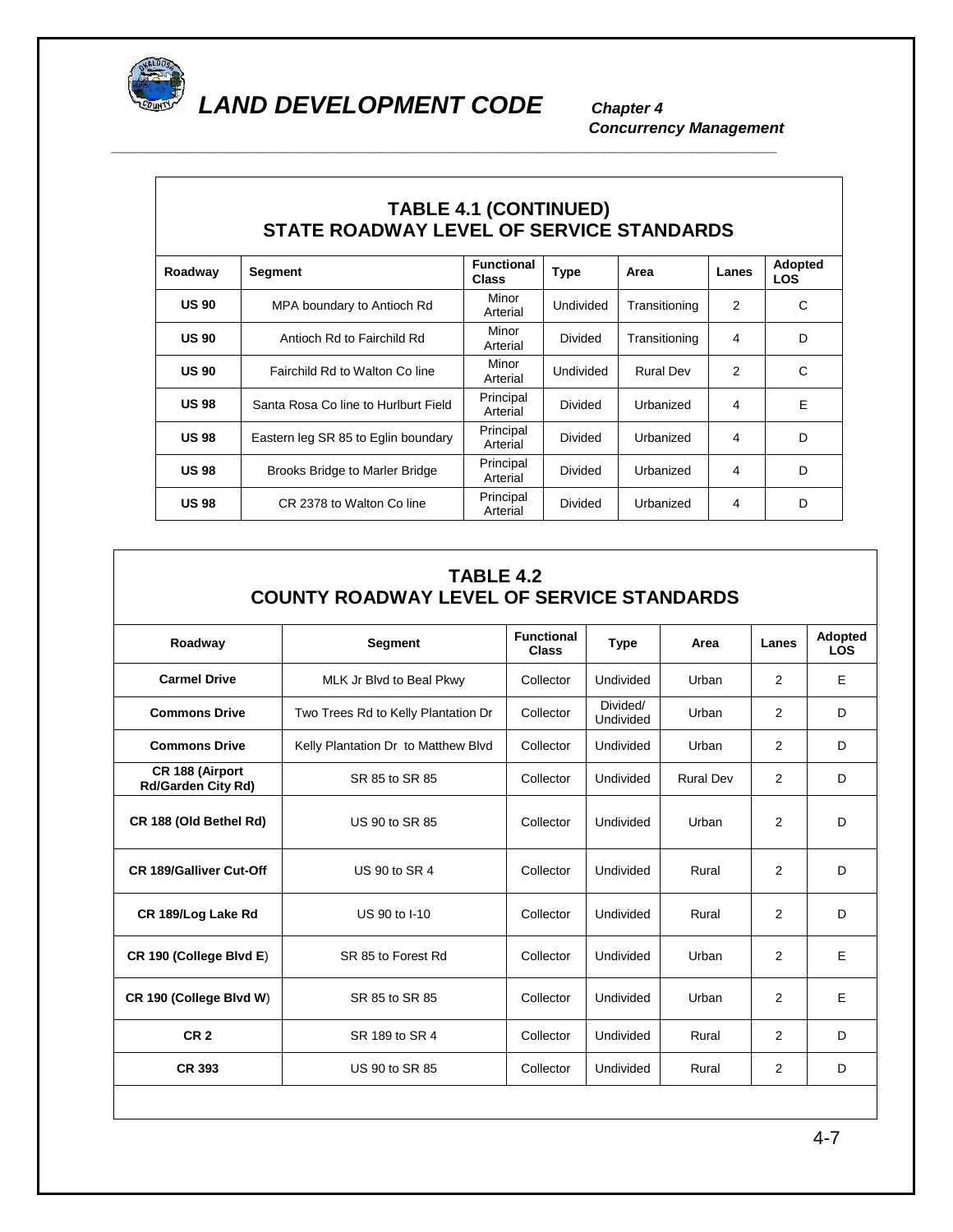## TABLE 4.1 (CONTINUED)
## STATE ROADWAY LEVEL OF SERVICE STANDARDS

| Roadway | Segment | Functional Class | Type | Area | Lanes | Adopted LOS |
|---|---|---|---|---|---|---|
| **US 90** | MPA boundary to Antioch Rd | Minor Arterial | Undivided | Transitioning | 2 | C |
| **US 90** | Antioch Rd to Fairchild Rd | Minor Arterial | Divided | Transitioning | 4 | D |
| **US 90** | Fairchild Rd to Walton Co line | Minor Arterial | Undivided | Rural Dev | 2 | C |
| **US 98** | Santa Rosa Co line to Hurlburt Field | Principal Arterial | Divided | Urbanized | 4 | E |
| **US 98** | Eastern leg SR 85 to Eglin boundary | Principal Arterial | Divided | Urbanized | 4 | D |
| **US 98** | Brooks Bridge to Marler Bridge | Principal Arterial | Divided | Urbanized | 4 | D |
| **US 98** | CR 2378 to Walton Co line | Principal Arterial | Divided | Urbanized | 4 | D |

## TABLE 4.2
## COUNTY ROADWAY LEVEL OF SERVICE STANDARDS

| Roadway | Segment | Functional Class | Type | Area | Lanes | Adopted LOS |
|---|---|---|---|---|---|---|
| **Carmel Drive** | MLK Jr Blvd to Beal Pkwy | Collector | Undivided | Urban | 2 | E |
| **Commons Drive** | Two Trees Rd to Kelly Plantation Dr | Collector | Divided/ Undivided | Urban | 2 | D |
| **Commons Drive** | Kelly Plantation Dr to Matthew Blvd | Collector | Undivided | Urban | 2 | D |
| **CR 188 (Airport Rd/Garden City Rd)** | SR 85 to SR 85 | Collector | Undivided | Rural Dev | 2 | D |
| **CR 188 (Old Bethel Rd)** | US 90 to SR 85 | Collector | Undivided | Urban | 2 | D |
| **CR 189/Galliver Cut-Off** | US 90 to SR 4 | Collector | Undivided | Rural | 2 | D |
| **CR 189/Log Lake Rd** | US 90 to I-10 | Collector | Undivided | Rural | 2 | D |
| **CR 190 (College Blvd E)** | SR 85 to Forest Rd | Collector | Undivided | Urban | 2 | E |
| **CR 190 (College Blvd W)** | SR 85 to SR 85 | Collector | Undivided | Urban | 2 | E |
| **CR 2** | SR 189 to SR 4 | Collector | Undivided | Rural | 2 | D |
| **CR 393** | US 90 to SR 85 | Collector | Undivided | Rural | 2 | D |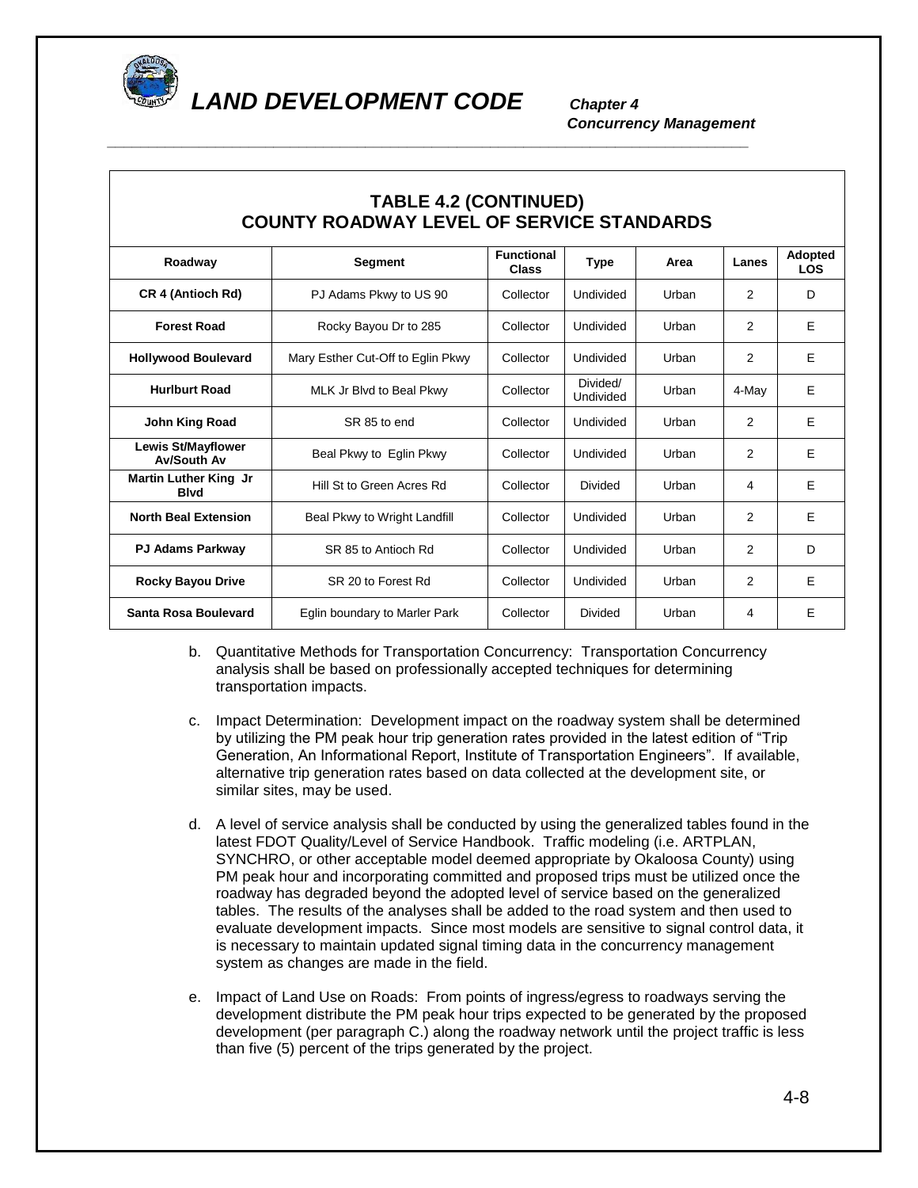## TABLE 4.2 (CONTINUED)
## COUNTY ROADWAY LEVEL OF SERVICE STANDARDS

| Roadway | Segment | Functional Class | Type | Area | Lanes | Adopted LOS |
|---|---|---|---|---|---|---|
| **CR 4 (Antioch Rd)** | PJ Adams Pkwy to US 90 | Collector | Undivided | Urban | 2 | D |
| **Forest Road** | Rocky Bayou Dr to 285 | Collector | Undivided | Urban | 2 | E |
| **Hollywood Boulevard** | Mary Esther Cut-Off to Eglin Pkwy | Collector | Undivided | Urban | 2 | E |
| **Hurlburt Road** | MLK Jr Blvd to Beal Pkwy | Collector | Divided/ Undivided | Urban | 4-May | E |
| **John King Road** | SR 85 to end | Collector | Undivided | Urban | 2 | E |
| **Lewis St/Mayflower Av/South Av** | Beal Pkwy to Eglin Pkwy | Collector | Undivided | Urban | 2 | E |
| **Martin Luther King Jr Blvd** | Hill St to Green Acres Rd | Collector | Divided | Urban | 4 | E |
| **North Beal Extension** | Beal Pkwy to Wright Landfill | Collector | Undivided | Urban | 2 | E |
| **PJ Adams Parkway** | SR 85 to Antioch Rd | Collector | Undivided | Urban | 2 | D |
| **Rocky Bayou Drive** | SR 20 to Forest Rd | Collector | Undivided | Urban | 2 | E |
| **Santa Rosa Boulevard** | Eglin boundary to Marler Park | Collector | Divided | Urban | 4 | E |

b. Quantitative Methods for Transportation Concurrency: Transportation Concurrency analysis shall be based on professionally accepted techniques for determining transportation impacts.

c. Impact Determination: Development impact on the roadway system shall be determined by utilizing the PM peak hour trip generation rates provided in the latest edition of "Trip Generation, An Informational Report, Institute of Transportation Engineers". If available, alternative trip generation rates based on data collected at the development site, or similar sites, may be used.

d. A level of service analysis shall be conducted by using the generalized tables found in the latest FDOT Quality/Level of Service Handbook. Traffic modeling (i.e. ARTPLAN, SYNCHRO, or other acceptable model deemed appropriate by Okaloosa County) using PM peak hour and incorporating committed and proposed trips must be utilized once the roadway has degraded beyond the adopted level of service based on the generalized tables. The results of the analyses shall be added to the road system and then used to evaluate development impacts. Since most models are sensitive to signal control data, it is necessary to maintain updated signal timing data in the concurrency management system as changes are made in the field.

e. Impact of Land Use on Roads: From points of ingress/egress to roadways serving the development distribute the PM peak hour trips expected to be generated by the proposed development (per paragraph C.) along the roadway network until the project traffic is less than five (5) percent of the trips generated by the project.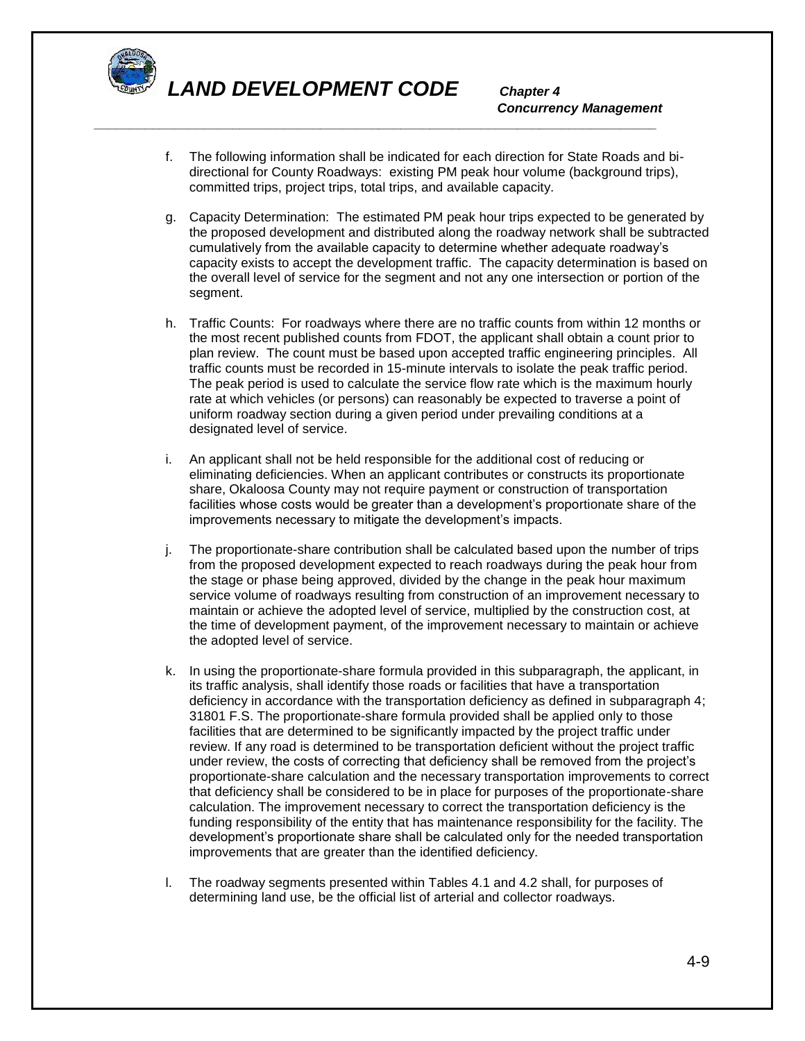f. The following information shall be indicated for each direction for State Roads and bi-directional for County Roadways: existing PM peak hour volume (background trips), committed trips, project trips, total trips, and available capacity.

g. Capacity Determination: The estimated PM peak hour trips expected to be generated by the proposed development and distributed along the roadway network shall be subtracted cumulatively from the available capacity to determine whether adequate roadway's capacity exists to accept the development traffic. The capacity determination is based on the overall level of service for the segment and not any one intersection or portion of the segment.

h. Traffic Counts: For roadways where there are no traffic counts from within 12 months or the most recent published counts from FDOT, the applicant shall obtain a count prior to plan review. The count must be based upon accepted traffic engineering principles. All traffic counts must be recorded in 15-minute intervals to isolate the peak traffic period. The peak period is used to calculate the service flow rate which is the maximum hourly rate at which vehicles (or persons) can reasonably be expected to traverse a point of uniform roadway section during a given period under prevailing conditions at a designated level of service.

i. An applicant shall not be held responsible for the additional cost of reducing or eliminating deficiencies. When an applicant contributes or constructs its proportionate share, Okaloosa County may not require payment or construction of transportation facilities whose costs would be greater than a development's proportionate share of the improvements necessary to mitigate the development's impacts.

j. The proportionate-share contribution shall be calculated based upon the number of trips from the proposed development expected to reach roadways during the peak hour from the stage or phase being approved, divided by the change in the peak hour maximum service volume of roadways resulting from construction of an improvement necessary to maintain or achieve the adopted level of service, multiplied by the construction cost, at the time of development payment, of the improvement necessary to maintain or achieve the adopted level of service.

k. In using the proportionate-share formula provided in this subparagraph, the applicant, in its traffic analysis, shall identify those roads or facilities that have a transportation deficiency in accordance with the transportation deficiency as defined in subparagraph 4; 31801 F.S. The proportionate-share formula provided shall be applied only to those facilities that are determined to be significantly impacted by the project traffic under review. If any road is determined to be transportation deficient without the project traffic under review, the costs of correcting that deficiency shall be removed from the project's proportionate-share calculation and the necessary transportation improvements to correct that deficiency shall be considered to be in place for purposes of the proportionate-share calculation. The improvement necessary to correct the transportation deficiency is the funding responsibility of the entity that has maintenance responsibility for the facility. The development's proportionate share shall be calculated only for the needed transportation improvements that are greater than the identified deficiency.

l. The roadway segments presented within Tables 4.1 and 4.2 shall, for purposes of determining land use, be the official list of arterial and collector roadways.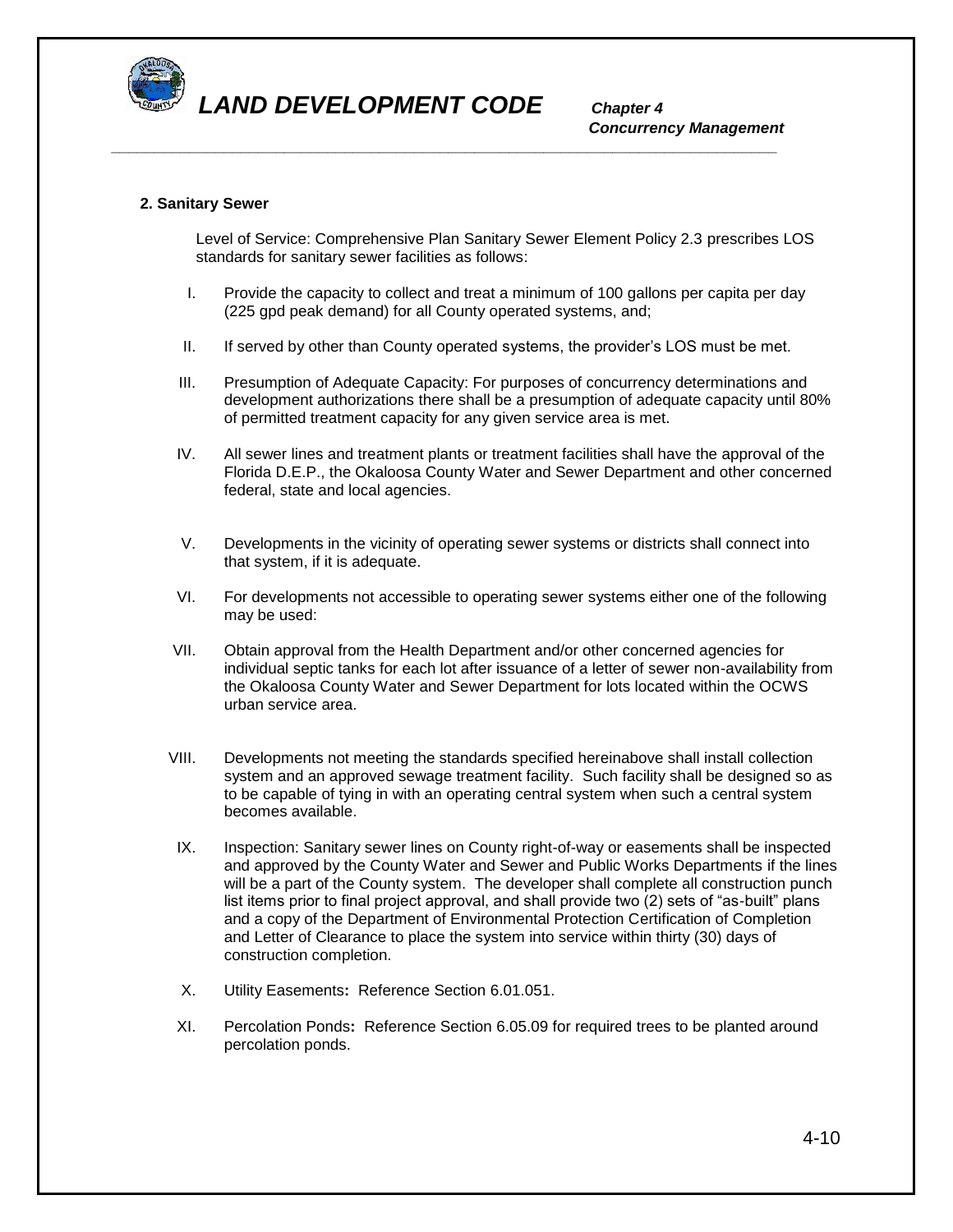**2. Sanitary Sewer**

Level of Service: Comprehensive Plan Sanitary Sewer Element Policy 2.3 prescribes LOS standards for sanitary sewer facilities as follows:

I. Provide the capacity to collect and treat a minimum of 100 gallons per capita per day (225 gpd peak demand) for all County operated systems, and;

II. If served by other than County operated systems, the provider's LOS must be met.

III. Presumption of Adequate Capacity: For purposes of concurrency determinations and development authorizations there shall be a presumption of adequate capacity until 80% of permitted treatment capacity for any given service area is met.

IV. All sewer lines and treatment plants or treatment facilities shall have the approval of the Florida D.E.P., the Okaloosa County Water and Sewer Department and other concerned federal, state and local agencies.

V. Developments in the vicinity of operating sewer systems or districts shall connect into that system, if it is adequate.

VI. For developments not accessible to operating sewer systems either one of the following may be used:

VII. Obtain approval from the Health Department and/or other concerned agencies for individual septic tanks for each lot after issuance of a letter of sewer non-availability from the Okaloosa County Water and Sewer Department for lots located within the OCWS urban service area.

VIII. Developments not meeting the standards specified hereinabove shall install collection system and an approved sewage treatment facility. Such facility shall be designed so as to be capable of tying in with an operating central system when such a central system becomes available.

IX. Inspection: Sanitary sewer lines on County right-of-way or easements shall be inspected and approved by the County Water and Sewer and Public Works Departments if the lines will be a part of the County system. The developer shall complete all construction punch list items prior to final project approval, and shall provide two (2) sets of "as-built" plans and a copy of the Department of Environmental Protection Certification of Completion and Letter of Clearance to place the system into service within thirty (30) days of construction completion.

X. Utility Easements**:** Reference Section 6.01.051.

XI. Percolation Ponds**:** Reference Section 6.05.09 for required trees to be planted around percolation ponds.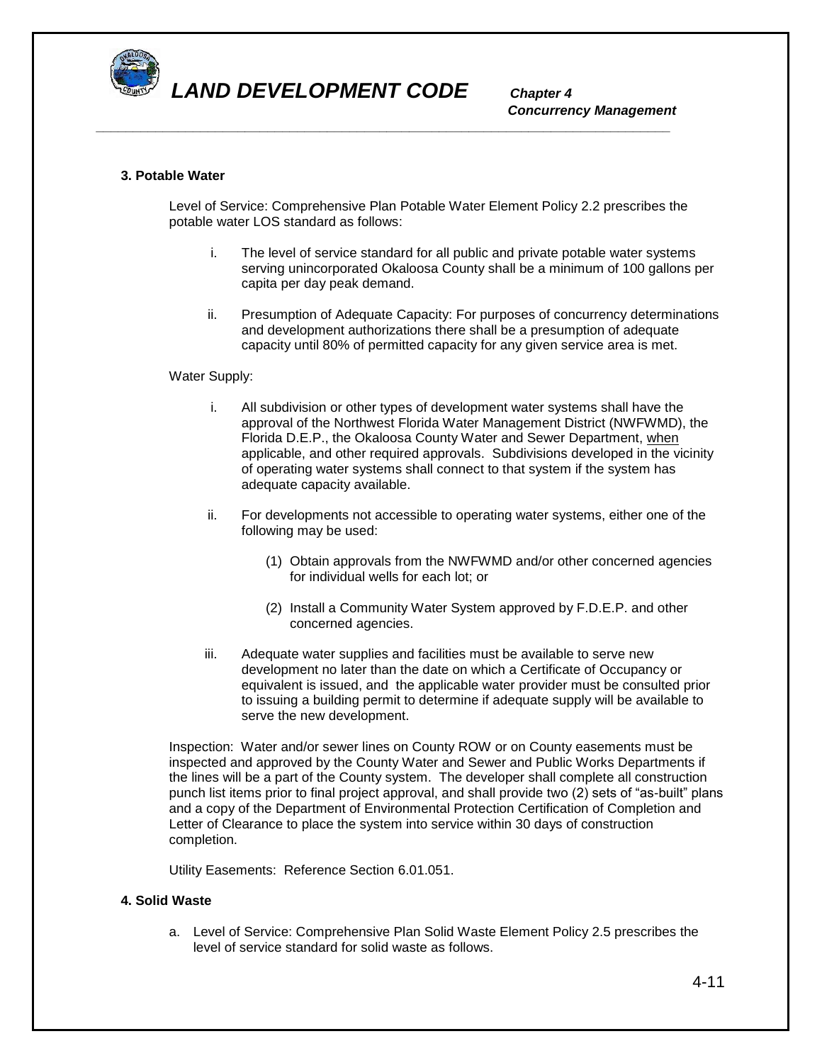**3. Potable Water**

Level of Service: Comprehensive Plan Potable Water Element Policy 2.2 prescribes the potable water LOS standard as follows:

i. The level of service standard for all public and private potable water systems serving unincorporated Okaloosa County shall be a minimum of 100 gallons per capita per day peak demand.

ii. Presumption of Adequate Capacity: For purposes of concurrency determinations and development authorizations there shall be a presumption of adequate capacity until 80% of permitted capacity for any given service area is met.

Water Supply:

i. All subdivision or other types of development water systems shall have the approval of the Northwest Florida Water Management District (NWFWMD), the Florida D.E.P., the Okaloosa County Water and Sewer Department, when applicable, and other required approvals. Subdivisions developed in the vicinity of operating water systems shall connect to that system if the system has adequate capacity available.

ii. For developments not accessible to operating water systems, either one of the following may be used:

   (1) Obtain approvals from the NWFWMD and/or other concerned agencies for individual wells for each lot; or

   (2) Install a Community Water System approved by F.D.E.P. and other concerned agencies.

iii. Adequate water supplies and facilities must be available to serve new development no later than the date on which a Certificate of Occupancy or equivalent is issued, and the applicable water provider must be consulted prior to issuing a building permit to determine if adequate supply will be available to serve the new development.

Inspection: Water and/or sewer lines on County ROW or on County easements must be inspected and approved by the County Water and Sewer and Public Works Departments if the lines will be a part of the County system. The developer shall complete all construction punch list items prior to final project approval, and shall provide two (2) sets of "as-built" plans and a copy of the Department of Environmental Protection Certification of Completion and Letter of Clearance to place the system into service within 30 days of construction completion.

Utility Easements: Reference Section 6.01.051.

**4. Solid Waste**

a. Level of Service: Comprehensive Plan Solid Waste Element Policy 2.5 prescribes the level of service standard for solid waste as follows.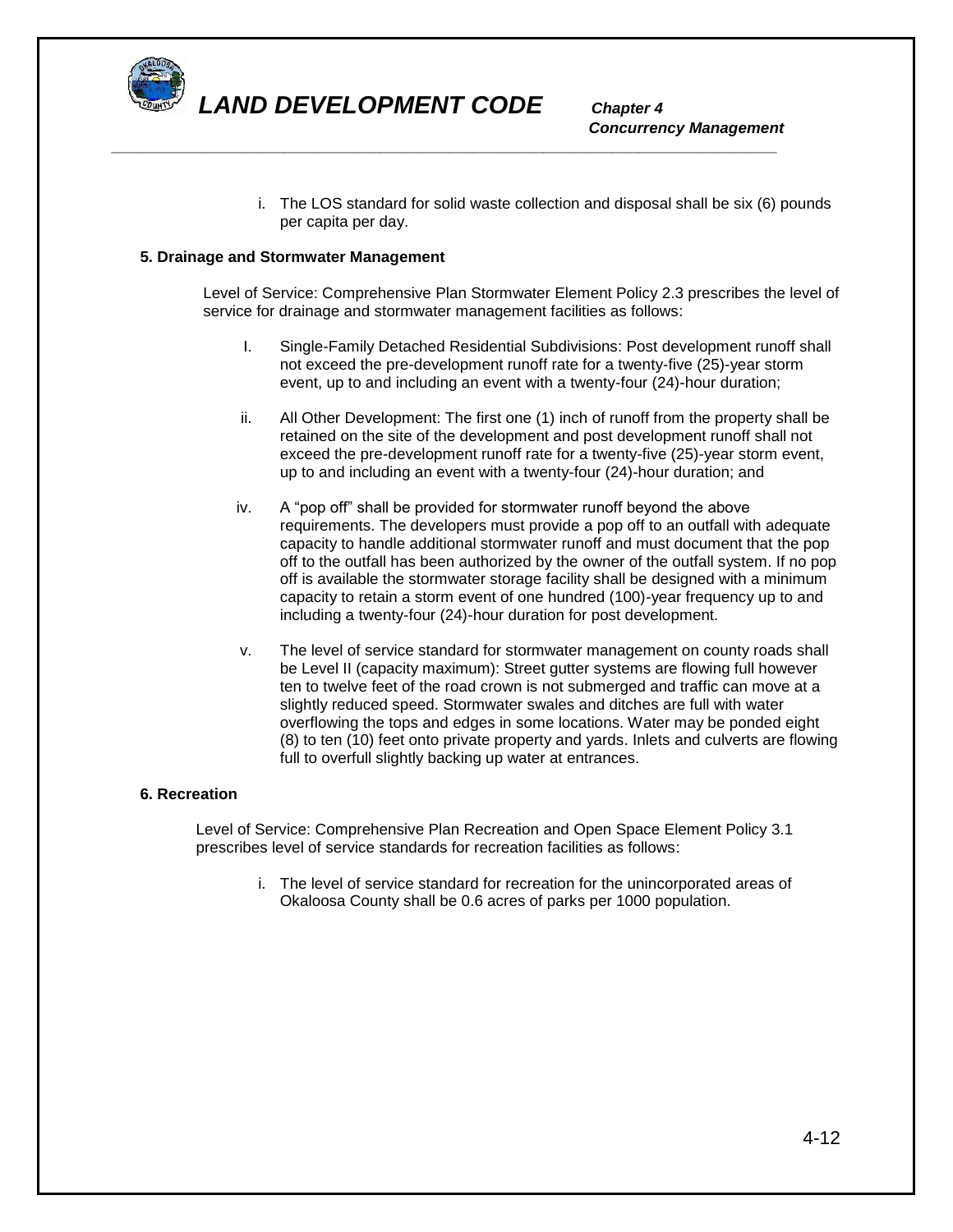i. The LOS standard for solid waste collection and disposal shall be six (6) pounds per capita per day.

**5. Drainage and Stormwater Management**

Level of Service: Comprehensive Plan Stormwater Element Policy 2.3 prescribes the level of service for drainage and stormwater management facilities as follows:

I. Single-Family Detached Residential Subdivisions: Post development runoff shall not exceed the pre-development runoff rate for a twenty-five (25)-year storm event, up to and including an event with a twenty-four (24)-hour duration;

ii. All Other Development: The first one (1) inch of runoff from the property shall be retained on the site of the development and post development runoff shall not exceed the pre-development runoff rate for a twenty-five (25)-year storm event, up to and including an event with a twenty-four (24)-hour duration; and

iv. A "pop off" shall be provided for stormwater runoff beyond the above requirements. The developers must provide a pop off to an outfall with adequate capacity to handle additional stormwater runoff and must document that the pop off to the outfall has been authorized by the owner of the outfall system. If no pop off is available the stormwater storage facility shall be designed with a minimum capacity to retain a storm event of one hundred (100)-year frequency up to and including a twenty-four (24)-hour duration for post development.

v. The level of service standard for stormwater management on county roads shall be Level II (capacity maximum): Street gutter systems are flowing full however ten to twelve feet of the road crown is not submerged and traffic can move at a slightly reduced speed. Stormwater swales and ditches are full with water overflowing the tops and edges in some locations. Water may be ponded eight (8) to ten (10) feet onto private property and yards. Inlets and culverts are flowing full to overfull slightly backing up water at entrances.

**6. Recreation**

Level of Service: Comprehensive Plan Recreation and Open Space Element Policy 3.1 prescribes level of service standards for recreation facilities as follows:

i. The level of service standard for recreation for the unincorporated areas of Okaloosa County shall be 0.6 acres of parks per 1000 population.